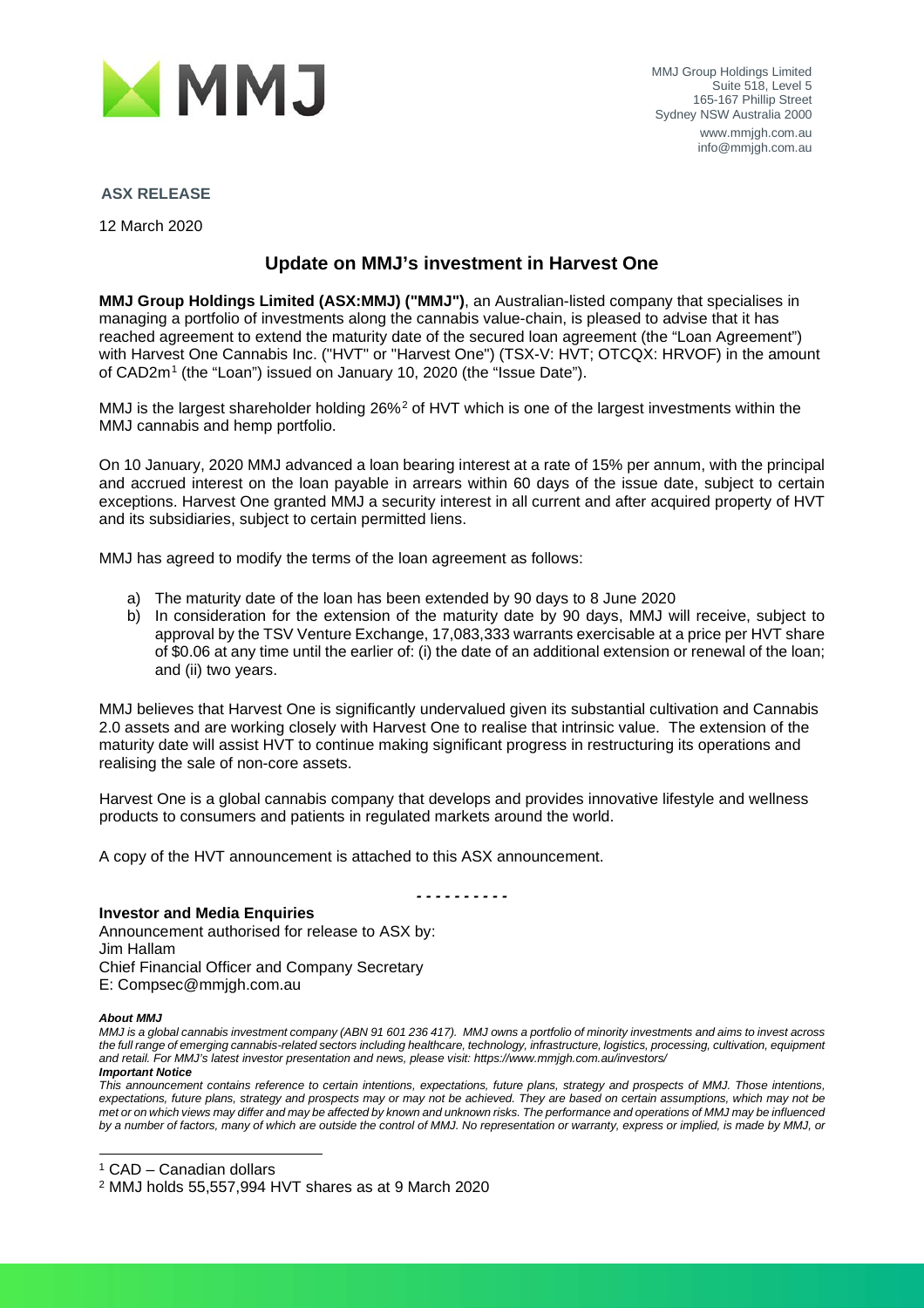MMJ Group Holdings Limited
Suite 518, Level 5
165-167 Phillip Street
Sydney NSW Australia 2000
www.mmjgh.com.au
info@mmjgh.com.au

**ASX RELEASE**

12 March 2020

# Update on MMJ's investment in Harvest One

**MMJ Group Holdings Limited (ASX:MMJ) ("MMJ")**, an Australian-listed company that specialises in managing a portfolio of investments along the cannabis value-chain, is pleased to advise that it has reached agreement to extend the maturity date of the secured loan agreement (the "Loan Agreement") with Harvest One Cannabis Inc. ("HVT" or "Harvest One") (TSX-V: HVT; OTCQX: HRVOF) in the amount of CAD2m[1] (the "Loan") issued on January 10, 2020 (the "Issue Date").

MMJ is the largest shareholder holding 26%[2] of HVT which is one of the largest investments within the MMJ cannabis and hemp portfolio.

On 10 January, 2020 MMJ advanced a loan bearing interest at a rate of 15% per annum, with the principal and accrued interest on the loan payable in arrears within 60 days of the issue date, subject to certain exceptions. Harvest One granted MMJ a security interest in all current and after acquired property of HVT and its subsidiaries, subject to certain permitted liens.

MMJ has agreed to modify the terms of the loan agreement as follows:

a) The maturity date of the loan has been extended by 90 days to 8 June 2020
b) In consideration for the extension of the maturity date by 90 days, MMJ will receive, subject to approval by the TSV Venture Exchange, 17,083,333 warrants exercisable at a price per HVT share of $0.06 at any time until the earlier of: (i) the date of an additional extension or renewal of the loan; and (ii) two years.

MMJ believes that Harvest One is significantly undervalued given its substantial cultivation and Cannabis 2.0 assets and are working closely with Harvest One to realise that intrinsic value. The extension of the maturity date will assist HVT to continue making significant progress in restructuring its operations and realising the sale of non-core assets.

Harvest One is a global cannabis company that develops and provides innovative lifestyle and wellness products to consumers and patients in regulated markets around the world.

A copy of the HVT announcement is attached to this ASX announcement.

- - - - - - - - - -

**Investor and Media Enquiries**
Announcement authorised for release to ASX by:
Jim Hallam
Chief Financial Officer and Company Secretary
E: Compsec@mmjgh.com.au

***About MMJ***
*MMJ is a global cannabis investment company (ABN 91 601 236 417). MMJ owns a portfolio of minority investments and aims to invest across the full range of emerging cannabis-related sectors including healthcare, technology, infrastructure, logistics, processing, cultivation, equipment and retail. For MMJ's latest investor presentation and news, please visit: https://www.mmjgh.com.au/investors/*
***Important Notice***
*This announcement contains reference to certain intentions, expectations, future plans, strategy and prospects of MMJ. Those intentions, expectations, future plans, strategy and prospects may or may not be achieved. They are based on certain assumptions, which may not be met or on which views may differ and may be affected by known and unknown risks. The performance and operations of MMJ may be influenced by a number of factors, many of which are outside the control of MMJ. No representation or warranty, express or implied, is made by MMJ, or*

[1] CAD – Canadian dollars
[2] MMJ holds 55,557,994 HVT shares as at 9 March 2020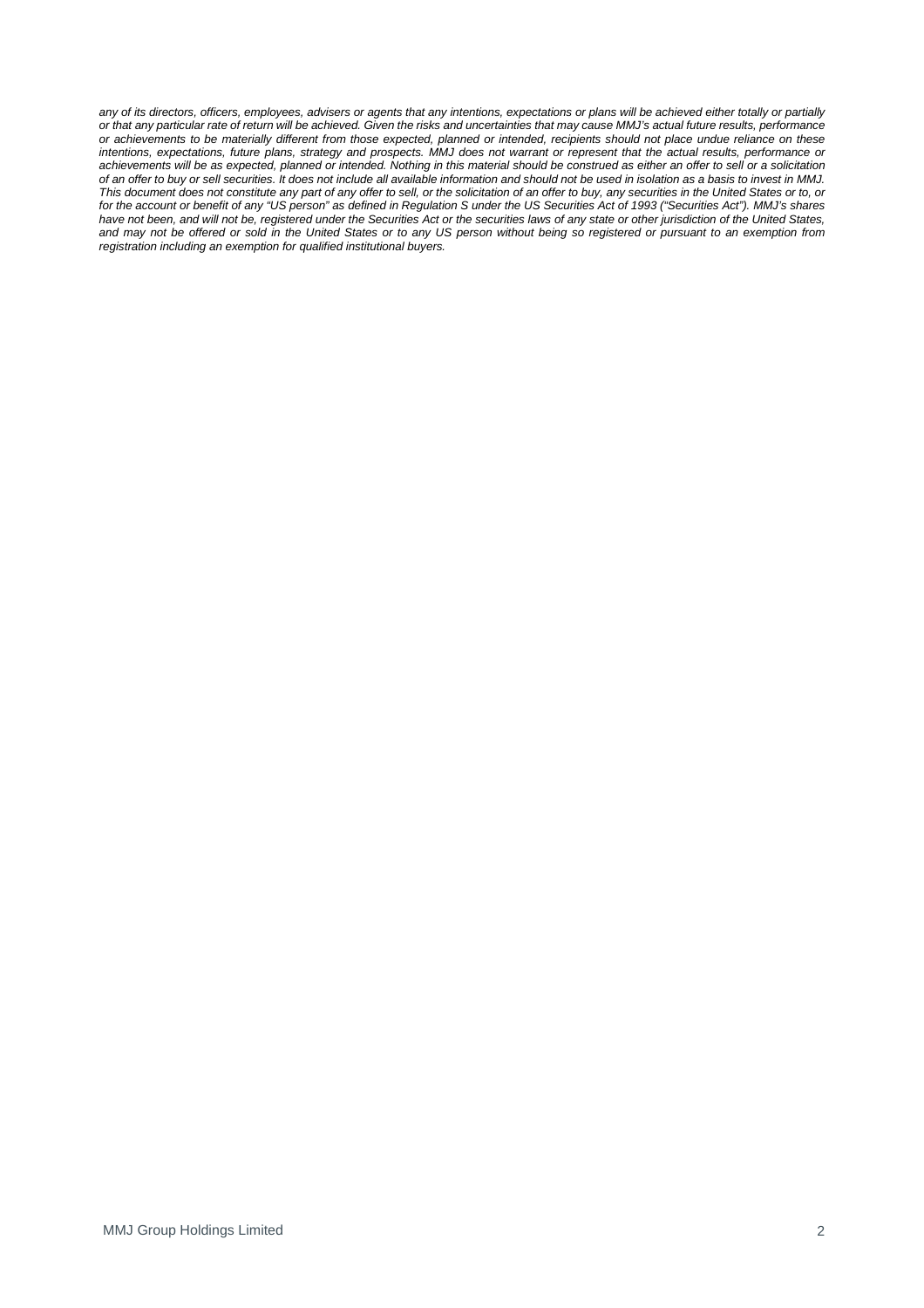*any of its directors, officers, employees, advisers or agents that any intentions, expectations or plans will be achieved either totally or partially or that any particular rate of return will be achieved. Given the risks and uncertainties that may cause MMJ's actual future results, performance or achievements to be materially different from those expected, planned or intended, recipients should not place undue reliance on these intentions, expectations, future plans, strategy and prospects. MMJ does not warrant or represent that the actual results, performance or achievements will be as expected, planned or intended. Nothing in this material should be construed as either an offer to sell or a solicitation of an offer to buy or sell securities. It does not include all available information and should not be used in isolation as a basis to invest in MMJ. This document does not constitute any part of any offer to sell, or the solicitation of an offer to buy, any securities in the United States or to, or for the account or benefit of any "US person" as defined in Regulation S under the US Securities Act of 1993 ("Securities Act"). MMJ's shares have not been, and will not be, registered under the Securities Act or the securities laws of any state or other jurisdiction of the United States, and may not be offered or sold in the United States or to any US person without being so registered or pursuant to an exemption from registration including an exemption for qualified institutional buyers.*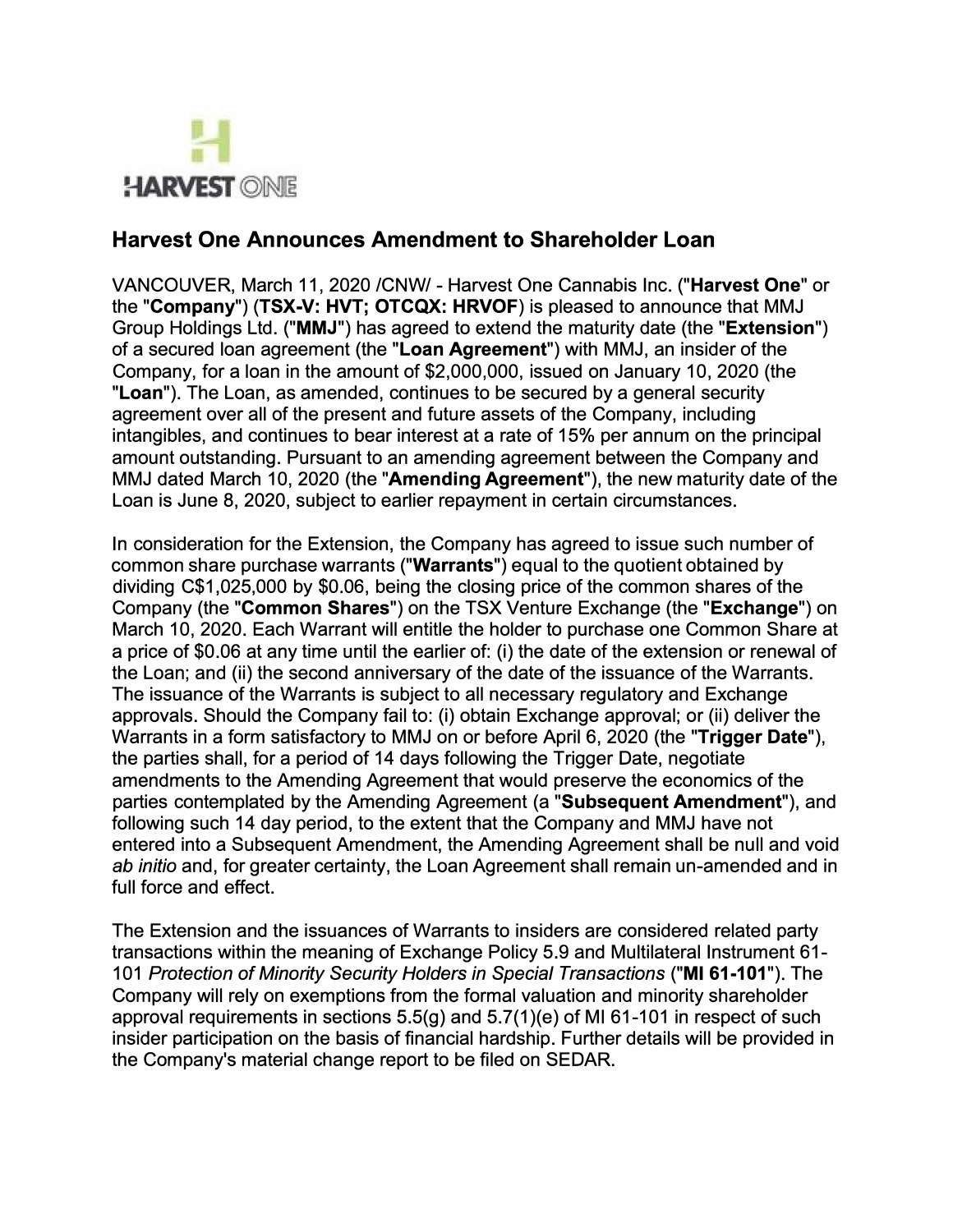# Harvest One Announces Amendment to Shareholder Loan

VANCOUVER, March 11, 2020 /CNW/ - Harvest One Cannabis Inc. ("**Harvest One**" or the "**Company**") (**TSX-V: HVT; OTCQX: HRVOF**) is pleased to announce that MMJ Group Holdings Ltd. ("**MMJ**") has agreed to extend the maturity date (the "**Extension**") of a secured loan agreement (the "**Loan Agreement**") with MMJ, an insider of the Company, for a loan in the amount of $2,000,000, issued on January 10, 2020 (the "**Loan**"). The Loan, as amended, continues to be secured by a general security agreement over all of the present and future assets of the Company, including intangibles, and continues to bear interest at a rate of 15% per annum on the principal amount outstanding. Pursuant to an amending agreement between the Company and MMJ dated March 10, 2020 (the "**Amending Agreement**"), the new maturity date of the Loan is June 8, 2020, subject to earlier repayment in certain circumstances.

In consideration for the Extension, the Company has agreed to issue such number of common share purchase warrants ("**Warrants**") equal to the quotient obtained by dividing C$1,025,000 by $0.06, being the closing price of the common shares of the Company (the "**Common Shares**") on the TSX Venture Exchange (the "**Exchange**") on March 10, 2020. Each Warrant will entitle the holder to purchase one Common Share at a price of $0.06 at any time until the earlier of: (i) the date of the extension or renewal of the Loan; and (ii) the second anniversary of the date of the issuance of the Warrants. The issuance of the Warrants is subject to all necessary regulatory and Exchange approvals. Should the Company fail to: (i) obtain Exchange approval; or (ii) deliver the Warrants in a form satisfactory to MMJ on or before April 6, 2020 (the "**Trigger Date**"), the parties shall, for a period of 14 days following the Trigger Date, negotiate amendments to the Amending Agreement that would preserve the economics of the parties contemplated by the Amending Agreement (a "**Subsequent Amendment**"), and following such 14 day period, to the extent that the Company and MMJ have not entered into a Subsequent Amendment, the Amending Agreement shall be null and void *ab initio* and, for greater certainty, the Loan Agreement shall remain un-amended and in full force and effect.

The Extension and the issuances of Warrants to insiders are considered related party transactions within the meaning of Exchange Policy 5.9 and Multilateral Instrument 61-101 *Protection of Minority Security Holders in Special Transactions* ("**MI 61-101**"). The Company will rely on exemptions from the formal valuation and minority shareholder approval requirements in sections 5.5(g) and 5.7(1)(e) of MI 61-101 in respect of such insider participation on the basis of financial hardship. Further details will be provided in the Company's material change report to be filed on SEDAR.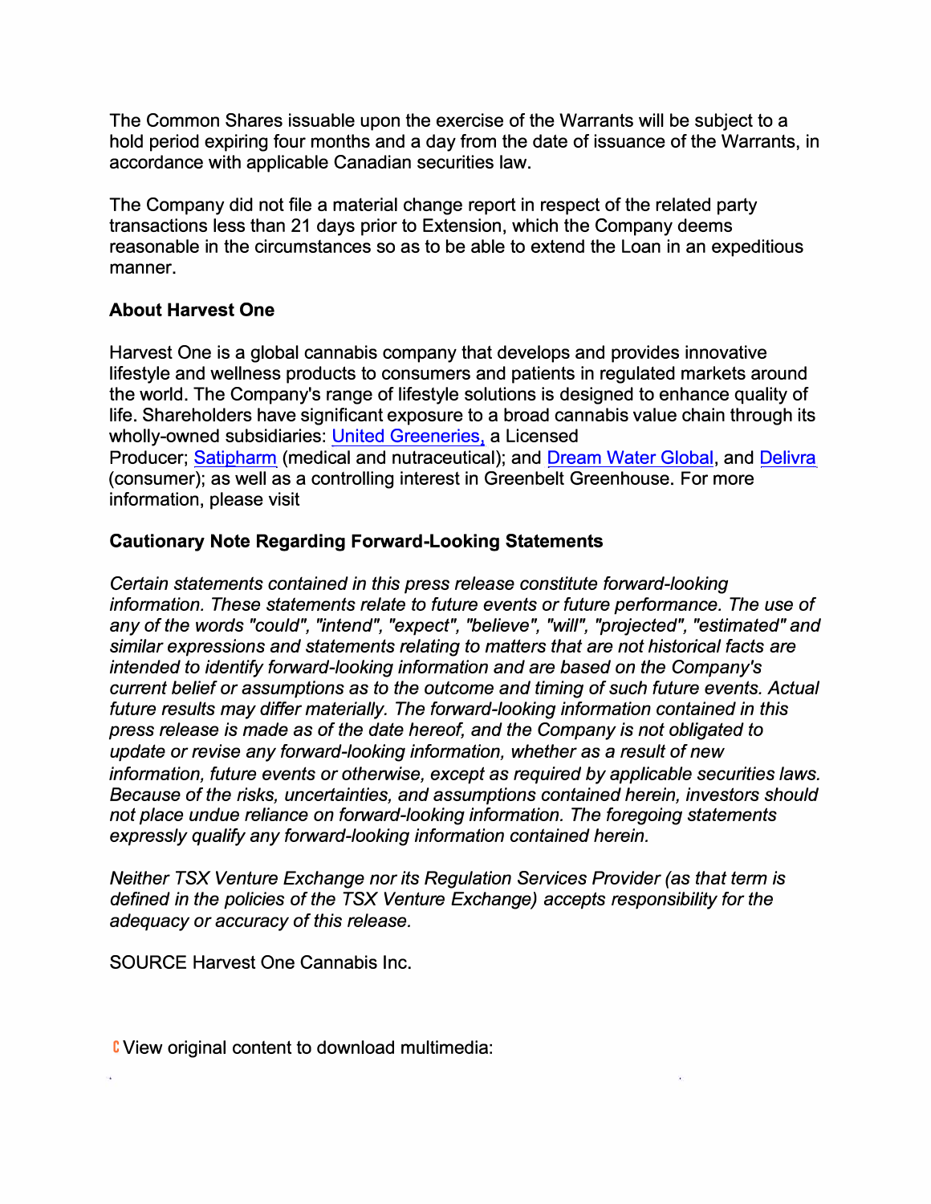The Common Shares issuable upon the exercise of the Warrants will be subject to a hold period expiring four months and a day from the date of issuance of the Warrants, in accordance with applicable Canadian securities law.

The Company did not file a material change report in respect of the related party transactions less than 21 days prior to Extension, which the Company deems reasonable in the circumstances so as to be able to extend the Loan in an expeditious manner.

**About Harvest One**

Harvest One is a global cannabis company that develops and provides innovative lifestyle and wellness products to consumers and patients in regulated markets around the world. The Company's range of lifestyle solutions is designed to enhance quality of life. Shareholders have significant exposure to a broad cannabis value chain through its wholly-owned subsidiaries: United Greeneries, a Licensed Producer; Satipharm (medical and nutraceutical); and Dream Water Global, and Delivra (consumer); as well as a controlling interest in Greenbelt Greenhouse. For more information, please visit

**Cautionary Note Regarding Forward-Looking Statements**

*Certain statements contained in this press release constitute forward-looking information. These statements relate to future events or future performance. The use of any of the words "could", "intend", "expect", "believe", "will", "projected", "estimated" and similar expressions and statements relating to matters that are not historical facts are intended to identify forward-looking information and are based on the Company's current belief or assumptions as to the outcome and timing of such future events. Actual future results may differ materially. The forward-looking information contained in this press release is made as of the date hereof, and the Company is not obligated to update or revise any forward-looking information, whether as a result of new information, future events or otherwise, except as required by applicable securities laws. Because of the risks, uncertainties, and assumptions contained herein, investors should not place undue reliance on forward-looking information. The foregoing statements expressly qualify any forward-looking information contained herein.*

*Neither TSX Venture Exchange nor its Regulation Services Provider (as that term is defined in the policies of the TSX Venture Exchange) accepts responsibility for the adequacy or accuracy of this release.*

SOURCE Harvest One Cannabis Inc.

View original content to download multimedia: